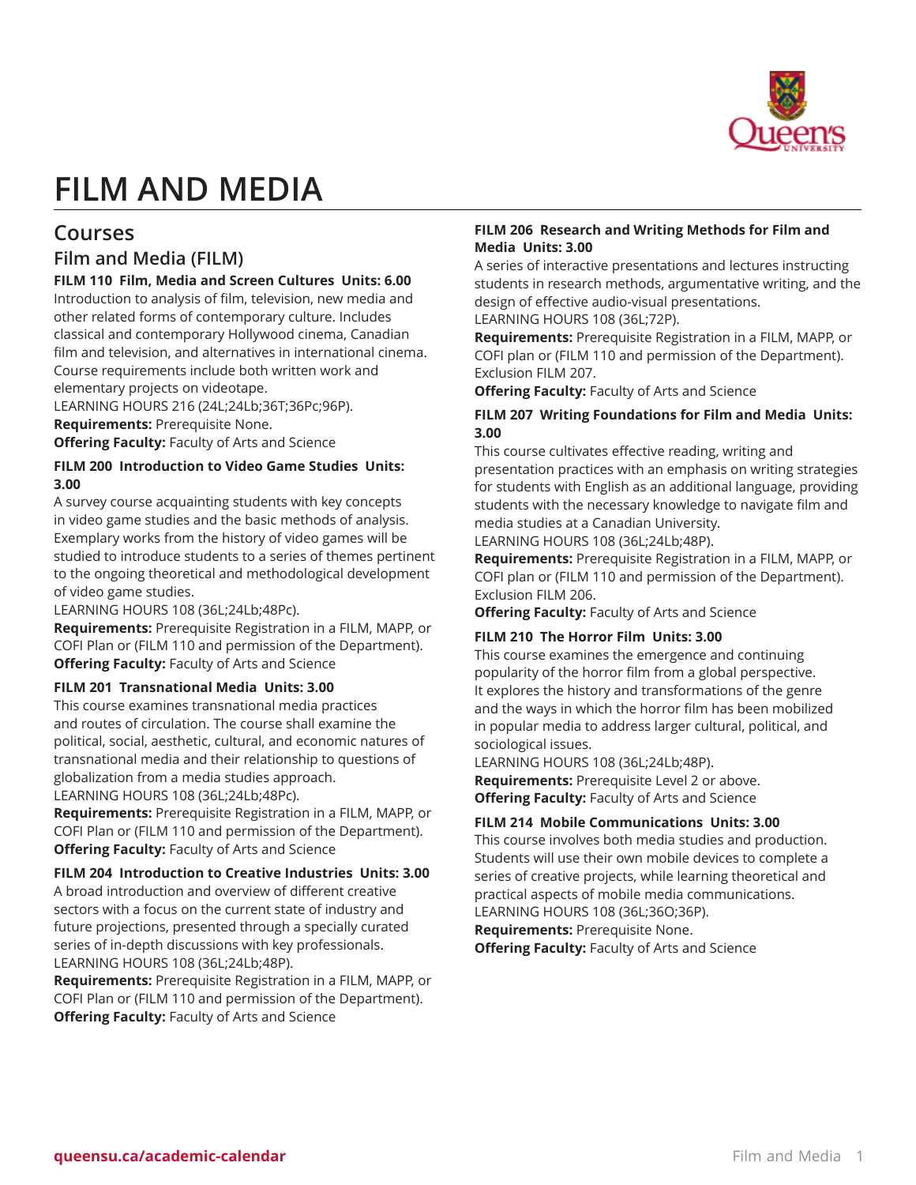# FILM AND MEDIA

## Courses

### Film and Media (FILM)

**FILM 110 Film, Media and Screen Cultures Units: 6.00**
Introduction to analysis of film, television, new media and other related forms of contemporary culture. Includes classical and contemporary Hollywood cinema, Canadian film and television, and alternatives in international cinema. Course requirements include both written work and elementary projects on videotape.
LEARNING HOURS 216 (24L;24Lb;36T;36Pc;96P).
**Requirements:** Prerequisite None.
**Offering Faculty:** Faculty of Arts and Science

**FILM 200 Introduction to Video Game Studies Units: 3.00**
A survey course acquainting students with key concepts in video game studies and the basic methods of analysis. Exemplary works from the history of video games will be studied to introduce students to a series of themes pertinent to the ongoing theoretical and methodological development of video game studies.
LEARNING HOURS 108 (36L;24Lb;48Pc).
**Requirements:** Prerequisite Registration in a FILM, MAPP, or COFI Plan or (FILM 110 and permission of the Department).
**Offering Faculty:** Faculty of Arts and Science

**FILM 201 Transnational Media Units: 3.00**
This course examines transnational media practices and routes of circulation. The course shall examine the political, social, aesthetic, cultural, and economic natures of transnational media and their relationship to questions of globalization from a media studies approach.
LEARNING HOURS 108 (36L;24Lb;48Pc).
**Requirements:** Prerequisite Registration in a FILM, MAPP, or COFI Plan or (FILM 110 and permission of the Department).
**Offering Faculty:** Faculty of Arts and Science

**FILM 204 Introduction to Creative Industries Units: 3.00**
A broad introduction and overview of different creative sectors with a focus on the current state of industry and future projections, presented through a specially curated series of in-depth discussions with key professionals.
LEARNING HOURS 108 (36L;24Lb;48P).
**Requirements:** Prerequisite Registration in a FILM, MAPP, or COFI Plan or (FILM 110 and permission of the Department).
**Offering Faculty:** Faculty of Arts and Science

**FILM 206 Research and Writing Methods for Film and Media Units: 3.00**
A series of interactive presentations and lectures instructing students in research methods, argumentative writing, and the design of effective audio-visual presentations.
LEARNING HOURS 108 (36L;72P).
**Requirements:** Prerequisite Registration in a FILM, MAPP, or COFI plan or (FILM 110 and permission of the Department). Exclusion FILM 207.
**Offering Faculty:** Faculty of Arts and Science

**FILM 207 Writing Foundations for Film and Media Units: 3.00**
This course cultivates effective reading, writing and presentation practices with an emphasis on writing strategies for students with English as an additional language, providing students with the necessary knowledge to navigate film and media studies at a Canadian University.
LEARNING HOURS 108 (36L;24Lb;48P).
**Requirements:** Prerequisite Registration in a FILM, MAPP, or COFI plan or (FILM 110 and permission of the Department). Exclusion FILM 206.
**Offering Faculty:** Faculty of Arts and Science

**FILM 210 The Horror Film Units: 3.00**
This course examines the emergence and continuing popularity of the horror film from a global perspective. It explores the history and transformations of the genre and the ways in which the horror film has been mobilized in popular media to address larger cultural, political, and sociological issues.
LEARNING HOURS 108 (36L;24Lb;48P).
**Requirements:** Prerequisite Level 2 or above.
**Offering Faculty:** Faculty of Arts and Science

**FILM 214 Mobile Communications Units: 3.00**
This course involves both media studies and production. Students will use their own mobile devices to complete a series of creative projects, while learning theoretical and practical aspects of mobile media communications.
LEARNING HOURS 108 (36L;36O;36P).
**Requirements:** Prerequisite None.
**Offering Faculty:** Faculty of Arts and Science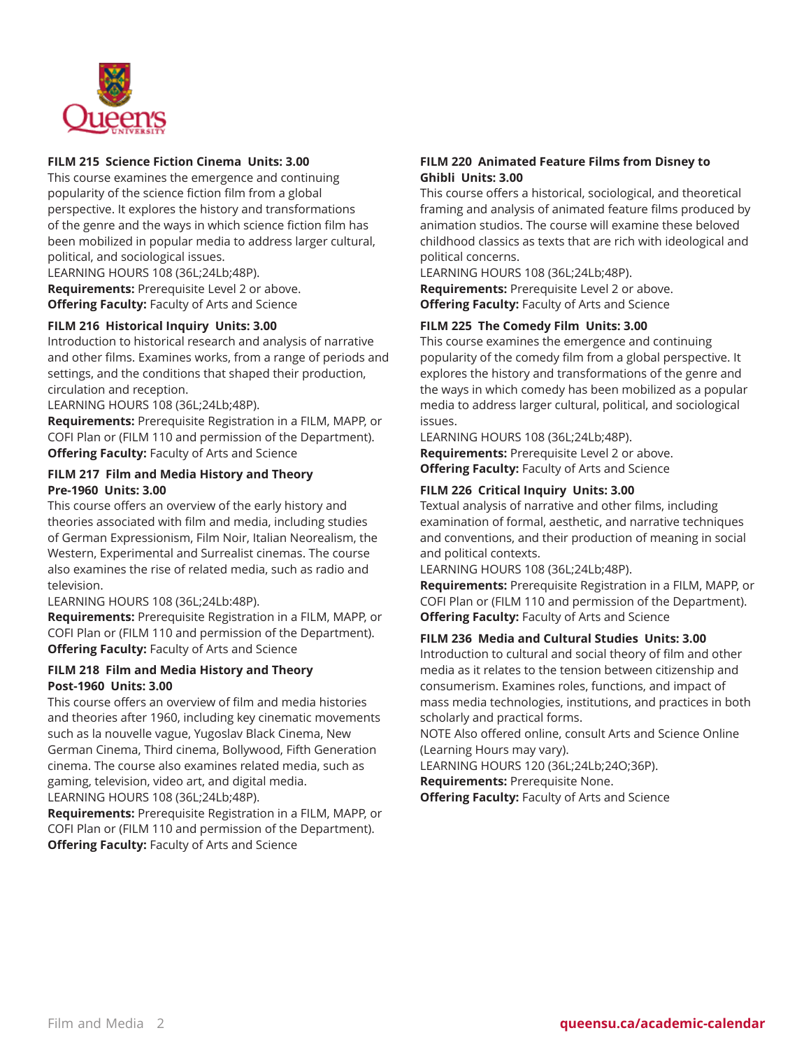### FILM 215 Science Fiction Cinema Units: 3.00

This course examines the emergence and continuing popularity of the science fiction film from a global perspective. It explores the history and transformations of the genre and the ways in which science fiction film has been mobilized in popular media to address larger cultural, political, and sociological issues.
LEARNING HOURS 108 (36L;24Lb;48P).
**Requirements:** Prerequisite Level 2 or above.
**Offering Faculty:** Faculty of Arts and Science

### FILM 216 Historical Inquiry Units: 3.00

Introduction to historical research and analysis of narrative and other films. Examines works, from a range of periods and settings, and the conditions that shaped their production, circulation and reception.
LEARNING HOURS 108 (36L;24Lb;48P).
**Requirements:** Prerequisite Registration in a FILM, MAPP, or COFI Plan or (FILM 110 and permission of the Department).
**Offering Faculty:** Faculty of Arts and Science

### FILM 217 Film and Media History and Theory Pre-1960 Units: 3.00

This course offers an overview of the early history and theories associated with film and media, including studies of German Expressionism, Film Noir, Italian Neorealism, the Western, Experimental and Surrealist cinemas. The course also examines the rise of related media, such as radio and television.
LEARNING HOURS 108 (36L;24Lb:48P).
**Requirements:** Prerequisite Registration in a FILM, MAPP, or COFI Plan or (FILM 110 and permission of the Department).
**Offering Faculty:** Faculty of Arts and Science

### FILM 218 Film and Media History and Theory Post-1960 Units: 3.00

This course offers an overview of film and media histories and theories after 1960, including key cinematic movements such as la nouvelle vague, Yugoslav Black Cinema, New German Cinema, Third cinema, Bollywood, Fifth Generation cinema. The course also examines related media, such as gaming, television, video art, and digital media.
LEARNING HOURS 108 (36L;24Lb;48P).
**Requirements:** Prerequisite Registration in a FILM, MAPP, or COFI Plan or (FILM 110 and permission of the Department).
**Offering Faculty:** Faculty of Arts and Science

### FILM 220 Animated Feature Films from Disney to Ghibli Units: 3.00

This course offers a historical, sociological, and theoretical framing and analysis of animated feature films produced by animation studios. The course will examine these beloved childhood classics as texts that are rich with ideological and political concerns.
LEARNING HOURS 108 (36L;24Lb;48P).
**Requirements:** Prerequisite Level 2 or above.
**Offering Faculty:** Faculty of Arts and Science

### FILM 225 The Comedy Film Units: 3.00

This course examines the emergence and continuing popularity of the comedy film from a global perspective. It explores the history and transformations of the genre and the ways in which comedy has been mobilized as a popular media to address larger cultural, political, and sociological issues.
LEARNING HOURS 108 (36L;24Lb;48P).
**Requirements:** Prerequisite Level 2 or above.
**Offering Faculty:** Faculty of Arts and Science

### FILM 226 Critical Inquiry Units: 3.00

Textual analysis of narrative and other films, including examination of formal, aesthetic, and narrative techniques and conventions, and their production of meaning in social and political contexts.
LEARNING HOURS 108 (36L;24Lb;48P).
**Requirements:** Prerequisite Registration in a FILM, MAPP, or COFI Plan or (FILM 110 and permission of the Department).
**Offering Faculty:** Faculty of Arts and Science

### FILM 236 Media and Cultural Studies Units: 3.00

Introduction to cultural and social theory of film and other media as it relates to the tension between citizenship and consumerism. Examines roles, functions, and impact of mass media technologies, institutions, and practices in both scholarly and practical forms.
NOTE Also offered online, consult Arts and Science Online (Learning Hours may vary).
LEARNING HOURS 120 (36L;24Lb;24O;36P).
**Requirements:** Prerequisite None.
**Offering Faculty:** Faculty of Arts and Science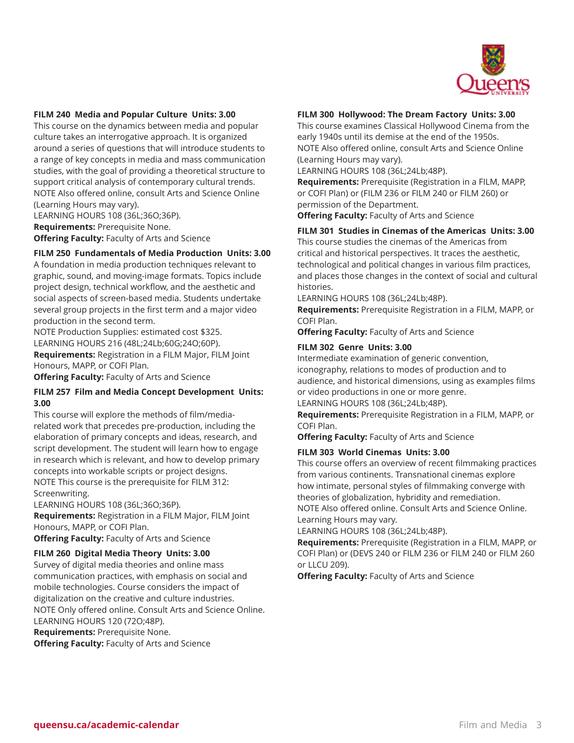### FILM 240 Media and Popular Culture Units: 3.00

This course on the dynamics between media and popular culture takes an interrogative approach. It is organized around a series of questions that will introduce students to a range of key concepts in media and mass communication studies, with the goal of providing a theoretical structure to support critical analysis of contemporary cultural trends.
NOTE Also offered online, consult Arts and Science Online (Learning Hours may vary).
LEARNING HOURS 108 (36L;36O;36P).
**Requirements:** Prerequisite None.
**Offering Faculty:** Faculty of Arts and Science

### FILM 250 Fundamentals of Media Production Units: 3.00

A foundation in media production techniques relevant to graphic, sound, and moving-image formats. Topics include project design, technical workflow, and the aesthetic and social aspects of screen-based media. Students undertake several group projects in the first term and a major video production in the second term.
NOTE Production Supplies: estimated cost $325.
LEARNING HOURS 216 (48L;24Lb;60G;24O;60P).
**Requirements:** Registration in a FILM Major, FILM Joint Honours, MAPP, or COFI Plan.
**Offering Faculty:** Faculty of Arts and Science

### FILM 257 Film and Media Concept Development Units: 3.00

This course will explore the methods of film/media-related work that precedes pre-production, including the elaboration of primary concepts and ideas, research, and script development. The student will learn how to engage in research which is relevant, and how to develop primary concepts into workable scripts or project designs.
NOTE This course is the prerequisite for FILM 312: Screenwriting.
LEARNING HOURS 108 (36L;36O;36P).
**Requirements:** Registration in a FILM Major, FILM Joint Honours, MAPP, or COFI Plan.
**Offering Faculty:** Faculty of Arts and Science

### FILM 260 Digital Media Theory Units: 3.00

Survey of digital media theories and online mass communication practices, with emphasis on social and mobile technologies. Course considers the impact of digitalization on the creative and culture industries.
NOTE Only offered online. Consult Arts and Science Online.
LEARNING HOURS 120 (72O;48P).
**Requirements:** Prerequisite None.
**Offering Faculty:** Faculty of Arts and Science

### FILM 300 Hollywood: The Dream Factory Units: 3.00

This course examines Classical Hollywood Cinema from the early 1940s until its demise at the end of the 1950s.
NOTE Also offered online, consult Arts and Science Online (Learning Hours may vary).
LEARNING HOURS 108 (36L;24Lb;48P).
**Requirements:** Prerequisite (Registration in a FILM, MAPP, or COFI Plan) or (FILM 236 or FILM 240 or FILM 260) or permission of the Department.
**Offering Faculty:** Faculty of Arts and Science

### FILM 301 Studies in Cinemas of the Americas Units: 3.00

This course studies the cinemas of the Americas from critical and historical perspectives. It traces the aesthetic, technological and political changes in various film practices, and places those changes in the context of social and cultural histories.
LEARNING HOURS 108 (36L;24Lb;48P).
**Requirements:** Prerequisite Registration in a FILM, MAPP, or COFI Plan.
**Offering Faculty:** Faculty of Arts and Science

### FILM 302 Genre Units: 3.00

Intermediate examination of generic convention, iconography, relations to modes of production and to audience, and historical dimensions, using as examples films or video productions in one or more genre.
LEARNING HOURS 108 (36L;24Lb;48P).
**Requirements:** Prerequisite Registration in a FILM, MAPP, or COFI Plan.
**Offering Faculty:** Faculty of Arts and Science

### FILM 303 World Cinemas Units: 3.00

This course offers an overview of recent filmmaking practices from various continents. Transnational cinemas explore how intimate, personal styles of filmmaking converge with theories of globalization, hybridity and remediation.
NOTE Also offered online. Consult Arts and Science Online. Learning Hours may vary.
LEARNING HOURS 108 (36L;24Lb;48P).
**Requirements:** Prerequisite (Registration in a FILM, MAPP, or COFI Plan) or (DEVS 240 or FILM 236 or FILM 240 or FILM 260 or LLCU 209).
**Offering Faculty:** Faculty of Arts and Science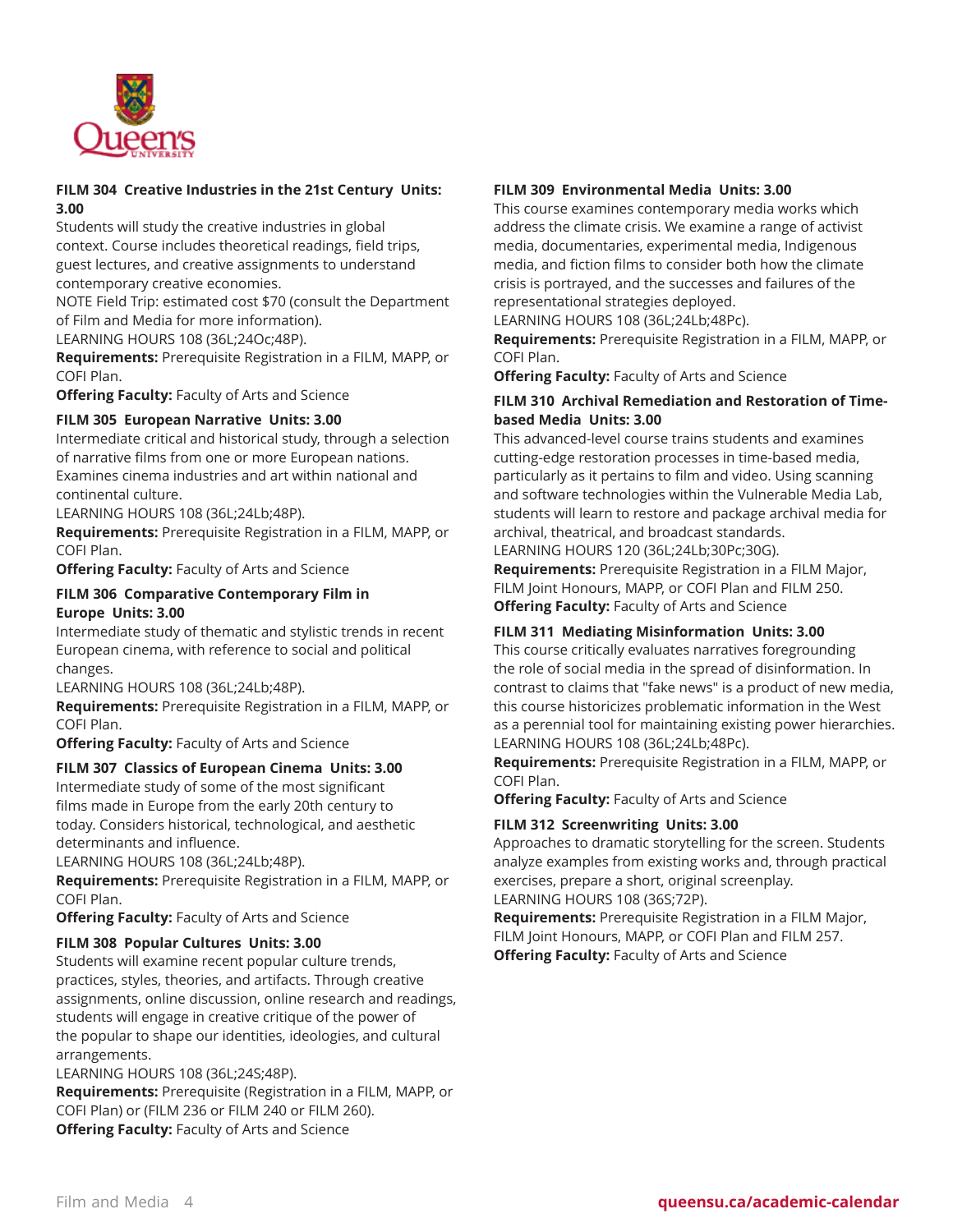**FILM 304 Creative Industries in the 21st Century Units: 3.00**

Students will study the creative industries in global context. Course includes theoretical readings, field trips, guest lectures, and creative assignments to understand contemporary creative economies.

NOTE Field Trip: estimated cost $70 (consult the Department of Film and Media for more information).

LEARNING HOURS 108 (36L;24Oc;48P).

**Requirements:** Prerequisite Registration in a FILM, MAPP, or COFI Plan.

**Offering Faculty:** Faculty of Arts and Science

**FILM 305 European Narrative Units: 3.00**

Intermediate critical and historical study, through a selection of narrative films from one or more European nations. Examines cinema industries and art within national and continental culture.

LEARNING HOURS 108 (36L;24Lb;48P).

**Requirements:** Prerequisite Registration in a FILM, MAPP, or COFI Plan.

**Offering Faculty:** Faculty of Arts and Science

**FILM 306 Comparative Contemporary Film in Europe Units: 3.00**

Intermediate study of thematic and stylistic trends in recent European cinema, with reference to social and political changes.

LEARNING HOURS 108 (36L;24Lb;48P).

**Requirements:** Prerequisite Registration in a FILM, MAPP, or COFI Plan.

**Offering Faculty:** Faculty of Arts and Science

**FILM 307 Classics of European Cinema Units: 3.00**

Intermediate study of some of the most significant films made in Europe from the early 20th century to today. Considers historical, technological, and aesthetic determinants and influence.

LEARNING HOURS 108 (36L;24Lb;48P).

**Requirements:** Prerequisite Registration in a FILM, MAPP, or COFI Plan.

**Offering Faculty:** Faculty of Arts and Science

**FILM 308 Popular Cultures Units: 3.00**

Students will examine recent popular culture trends, practices, styles, theories, and artifacts. Through creative assignments, online discussion, online research and readings, students will engage in creative critique of the power of the popular to shape our identities, ideologies, and cultural arrangements.

LEARNING HOURS 108 (36L;24S;48P).

**Requirements:** Prerequisite (Registration in a FILM, MAPP, or COFI Plan) or (FILM 236 or FILM 240 or FILM 260).

**Offering Faculty:** Faculty of Arts and Science

**FILM 309 Environmental Media Units: 3.00**

This course examines contemporary media works which address the climate crisis. We examine a range of activist media, documentaries, experimental media, Indigenous media, and fiction films to consider both how the climate crisis is portrayed, and the successes and failures of the representational strategies deployed.

LEARNING HOURS 108 (36L;24Lb;48Pc).

**Requirements:** Prerequisite Registration in a FILM, MAPP, or COFI Plan.

**Offering Faculty:** Faculty of Arts and Science

**FILM 310 Archival Remediation and Restoration of Time-based Media Units: 3.00**

This advanced-level course trains students and examines cutting-edge restoration processes in time-based media, particularly as it pertains to film and video. Using scanning and software technologies within the Vulnerable Media Lab, students will learn to restore and package archival media for archival, theatrical, and broadcast standards.

LEARNING HOURS 120 (36L;24Lb;30Pc;30G).

**Requirements:** Prerequisite Registration in a FILM Major, FILM Joint Honours, MAPP, or COFI Plan and FILM 250.

**Offering Faculty:** Faculty of Arts and Science

**FILM 311 Mediating Misinformation Units: 3.00**

This course critically evaluates narratives foregrounding the role of social media in the spread of disinformation. In contrast to claims that "fake news" is a product of new media, this course historicizes problematic information in the West as a perennial tool for maintaining existing power hierarchies.

LEARNING HOURS 108 (36L;24Lb;48Pc).

**Requirements:** Prerequisite Registration in a FILM, MAPP, or COFI Plan.

**Offering Faculty:** Faculty of Arts and Science

**FILM 312 Screenwriting Units: 3.00**

Approaches to dramatic storytelling for the screen. Students analyze examples from existing works and, through practical exercises, prepare a short, original screenplay.

LEARNING HOURS 108 (36S;72P).

**Requirements:** Prerequisite Registration in a FILM Major, FILM Joint Honours, MAPP, or COFI Plan and FILM 257.

**Offering Faculty:** Faculty of Arts and Science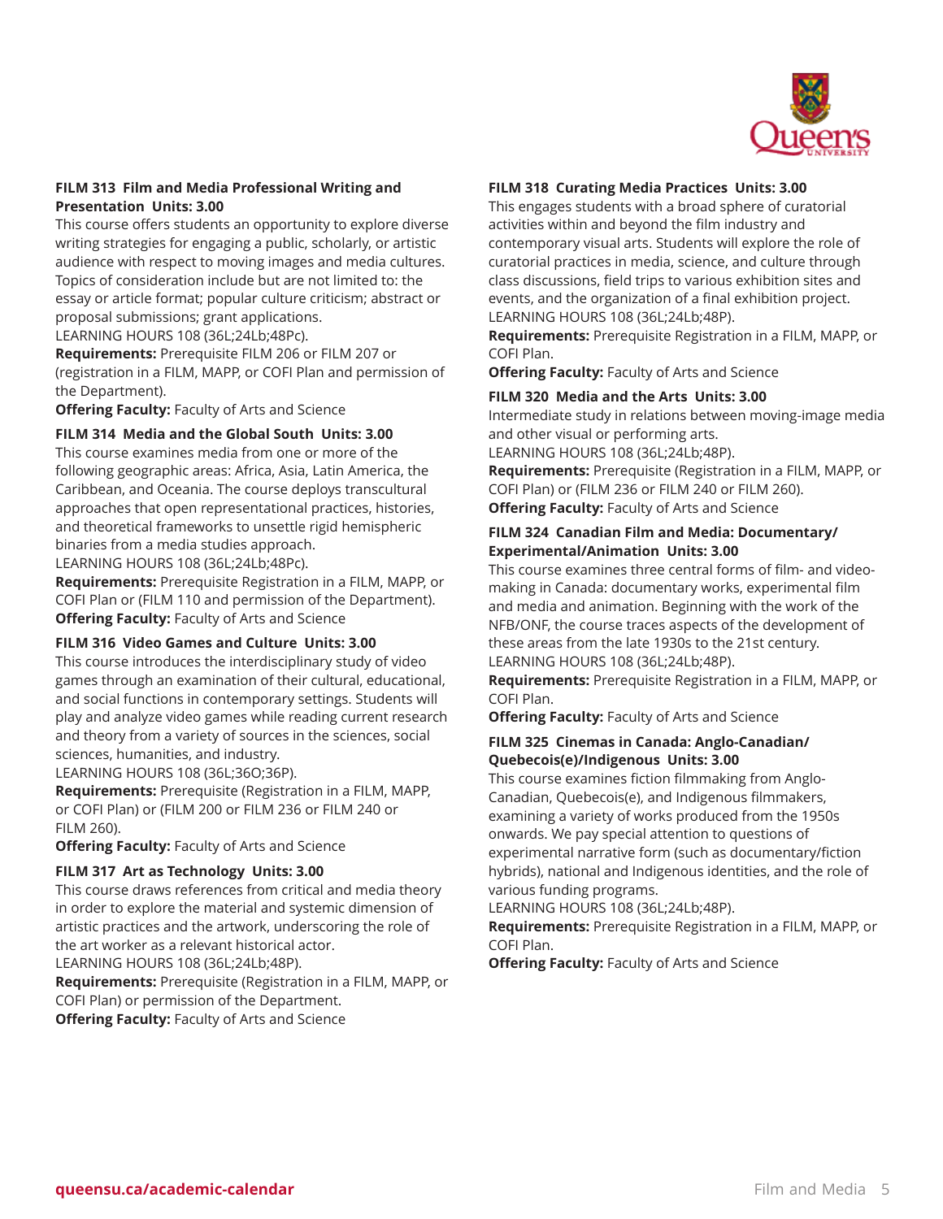**FILM 313 Film and Media Professional Writing and Presentation Units: 3.00**

This course offers students an opportunity to explore diverse writing strategies for engaging a public, scholarly, or artistic audience with respect to moving images and media cultures. Topics of consideration include but are not limited to: the essay or article format; popular culture criticism; abstract or proposal submissions; grant applications.
LEARNING HOURS 108 (36L;24Lb;48Pc).
**Requirements:** Prerequisite FILM 206 or FILM 207 or (registration in a FILM, MAPP, or COFI Plan and permission of the Department).
**Offering Faculty:** Faculty of Arts and Science

**FILM 314 Media and the Global South Units: 3.00**

This course examines media from one or more of the following geographic areas: Africa, Asia, Latin America, the Caribbean, and Oceania. The course deploys transcultural approaches that open representational practices, histories, and theoretical frameworks to unsettle rigid hemispheric binaries from a media studies approach.
LEARNING HOURS 108 (36L;24Lb;48Pc).
**Requirements:** Prerequisite Registration in a FILM, MAPP, or COFI Plan or (FILM 110 and permission of the Department).
**Offering Faculty:** Faculty of Arts and Science

**FILM 316 Video Games and Culture Units: 3.00**

This course introduces the interdisciplinary study of video games through an examination of their cultural, educational, and social functions in contemporary settings. Students will play and analyze video games while reading current research and theory from a variety of sources in the sciences, social sciences, humanities, and industry.
LEARNING HOURS 108 (36L;36O;36P).
**Requirements:** Prerequisite (Registration in a FILM, MAPP, or COFI Plan) or (FILM 200 or FILM 236 or FILM 240 or FILM 260).
**Offering Faculty:** Faculty of Arts and Science

**FILM 317 Art as Technology Units: 3.00**

This course draws references from critical and media theory in order to explore the material and systemic dimension of artistic practices and the artwork, underscoring the role of the art worker as a relevant historical actor.
LEARNING HOURS 108 (36L;24Lb;48P).
**Requirements:** Prerequisite (Registration in a FILM, MAPP, or COFI Plan) or permission of the Department.
**Offering Faculty:** Faculty of Arts and Science

**FILM 318 Curating Media Practices Units: 3.00**

This engages students with a broad sphere of curatorial activities within and beyond the film industry and contemporary visual arts. Students will explore the role of curatorial practices in media, science, and culture through class discussions, field trips to various exhibition sites and events, and the organization of a final exhibition project.
LEARNING HOURS 108 (36L;24Lb;48P).
**Requirements:** Prerequisite Registration in a FILM, MAPP, or COFI Plan.
**Offering Faculty:** Faculty of Arts and Science

**FILM 320 Media and the Arts Units: 3.00**

Intermediate study in relations between moving-image media and other visual or performing arts.
LEARNING HOURS 108 (36L;24Lb;48P).
**Requirements:** Prerequisite (Registration in a FILM, MAPP, or COFI Plan) or (FILM 236 or FILM 240 or FILM 260).
**Offering Faculty:** Faculty of Arts and Science

**FILM 324 Canadian Film and Media: Documentary/Experimental/Animation Units: 3.00**

This course examines three central forms of film- and video-making in Canada: documentary works, experimental film and media and animation. Beginning with the work of the NFB/ONF, the course traces aspects of the development of these areas from the late 1930s to the 21st century.
LEARNING HOURS 108 (36L;24Lb;48P).
**Requirements:** Prerequisite Registration in a FILM, MAPP, or COFI Plan.
**Offering Faculty:** Faculty of Arts and Science

**FILM 325 Cinemas in Canada: Anglo-Canadian/Quebecois(e)/Indigenous Units: 3.00**

This course examines fiction filmmaking from Anglo-Canadian, Quebecois(e), and Indigenous filmmakers, examining a variety of works produced from the 1950s onwards. We pay special attention to questions of experimental narrative form (such as documentary/fiction hybrids), national and Indigenous identities, and the role of various funding programs.
LEARNING HOURS 108 (36L;24Lb;48P).
**Requirements:** Prerequisite Registration in a FILM, MAPP, or COFI Plan.
**Offering Faculty:** Faculty of Arts and Science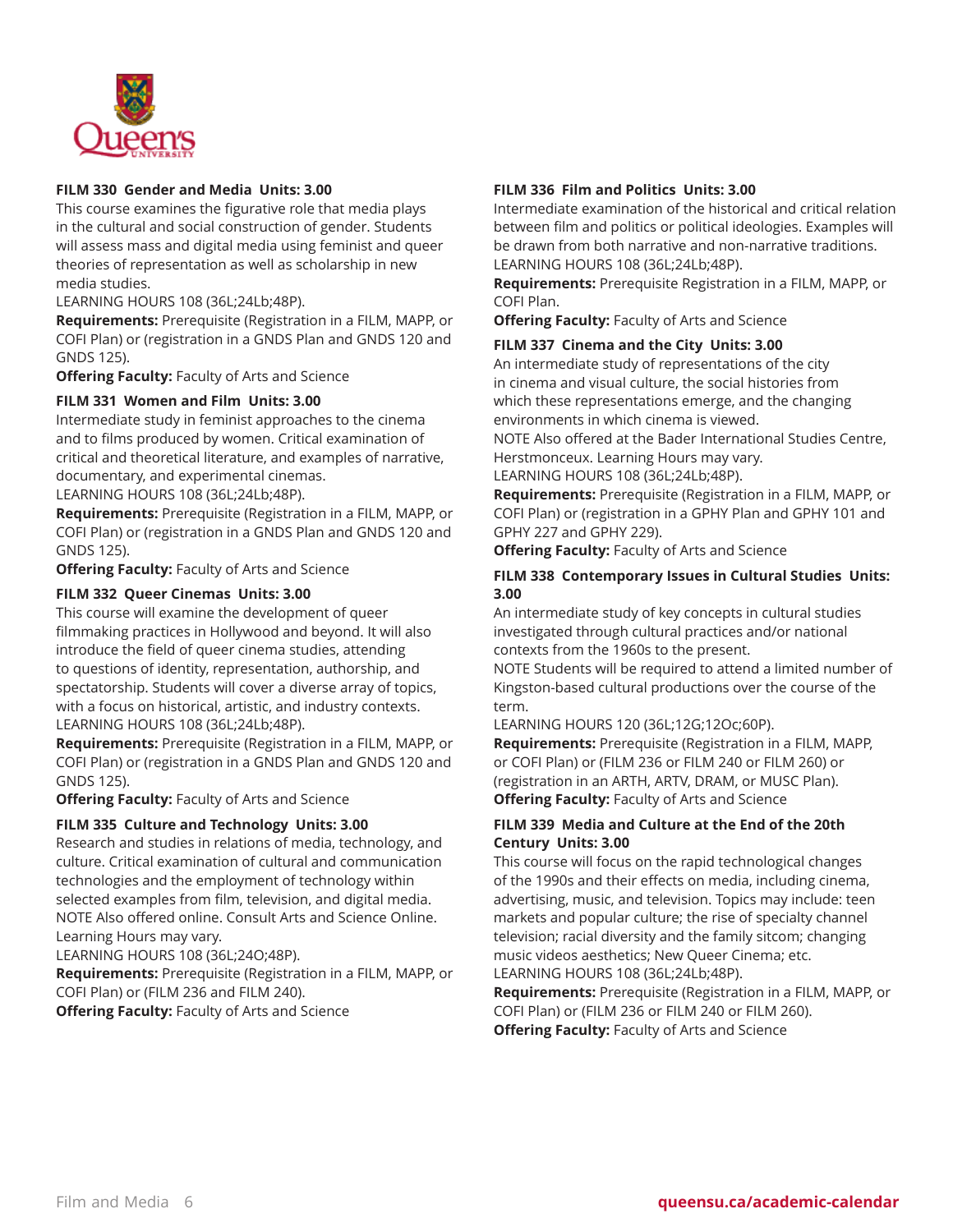### FILM 330 Gender and Media Units: 3.00

This course examines the figurative role that media plays in the cultural and social construction of gender. Students will assess mass and digital media using feminist and queer theories of representation as well as scholarship in new media studies.
LEARNING HOURS 108 (36L;24Lb;48P).
**Requirements:** Prerequisite (Registration in a FILM, MAPP, or COFI Plan) or (registration in a GNDS Plan and GNDS 120 and GNDS 125).
**Offering Faculty:** Faculty of Arts and Science

### FILM 331 Women and Film Units: 3.00

Intermediate study in feminist approaches to the cinema and to films produced by women. Critical examination of critical and theoretical literature, and examples of narrative, documentary, and experimental cinemas.
LEARNING HOURS 108 (36L;24Lb;48P).
**Requirements:** Prerequisite (Registration in a FILM, MAPP, or COFI Plan) or (registration in a GNDS Plan and GNDS 120 and GNDS 125).
**Offering Faculty:** Faculty of Arts and Science

### FILM 332 Queer Cinemas Units: 3.00

This course will examine the development of queer filmmaking practices in Hollywood and beyond. It will also introduce the field of queer cinema studies, attending to questions of identity, representation, authorship, and spectatorship. Students will cover a diverse array of topics, with a focus on historical, artistic, and industry contexts.
LEARNING HOURS 108 (36L;24Lb;48P).
**Requirements:** Prerequisite (Registration in a FILM, MAPP, or COFI Plan) or (registration in a GNDS Plan and GNDS 120 and GNDS 125).
**Offering Faculty:** Faculty of Arts and Science

### FILM 335 Culture and Technology Units: 3.00

Research and studies in relations of media, technology, and culture. Critical examination of cultural and communication technologies and the employment of technology within selected examples from film, television, and digital media.
NOTE Also offered online. Consult Arts and Science Online. Learning Hours may vary.
LEARNING HOURS 108 (36L;24O;48P).
**Requirements:** Prerequisite (Registration in a FILM, MAPP, or COFI Plan) or (FILM 236 and FILM 240).
**Offering Faculty:** Faculty of Arts and Science

### FILM 336 Film and Politics Units: 3.00

Intermediate examination of the historical and critical relation between film and politics or political ideologies. Examples will be drawn from both narrative and non-narrative traditions.
LEARNING HOURS 108 (36L;24Lb;48P).
**Requirements:** Prerequisite Registration in a FILM, MAPP, or COFI Plan.
**Offering Faculty:** Faculty of Arts and Science

### FILM 337 Cinema and the City Units: 3.00

An intermediate study of representations of the city in cinema and visual culture, the social histories from which these representations emerge, and the changing environments in which cinema is viewed.
NOTE Also offered at the Bader International Studies Centre, Herstmonceux. Learning Hours may vary.
LEARNING HOURS 108 (36L;24Lb;48P).
**Requirements:** Prerequisite (Registration in a FILM, MAPP, or COFI Plan) or (registration in a GPHY Plan and GPHY 101 and GPHY 227 and GPHY 229).
**Offering Faculty:** Faculty of Arts and Science

### FILM 338 Contemporary Issues in Cultural Studies Units: 3.00

An intermediate study of key concepts in cultural studies investigated through cultural practices and/or national contexts from the 1960s to the present.
NOTE Students will be required to attend a limited number of Kingston-based cultural productions over the course of the term.
LEARNING HOURS 120 (36L;12G;12Oc;60P).
**Requirements:** Prerequisite (Registration in a FILM, MAPP, or COFI Plan) or (FILM 236 or FILM 240 or FILM 260) or (registration in an ARTH, ARTV, DRAM, or MUSC Plan).
**Offering Faculty:** Faculty of Arts and Science

### FILM 339 Media and Culture at the End of the 20th Century Units: 3.00

This course will focus on the rapid technological changes of the 1990s and their effects on media, including cinema, advertising, music, and television. Topics may include: teen markets and popular culture; the rise of specialty channel television; racial diversity and the family sitcom; changing music videos aesthetics; New Queer Cinema; etc.
LEARNING HOURS 108 (36L;24Lb;48P).
**Requirements:** Prerequisite (Registration in a FILM, MAPP, or COFI Plan) or (FILM 236 or FILM 240 or FILM 260).
**Offering Faculty:** Faculty of Arts and Science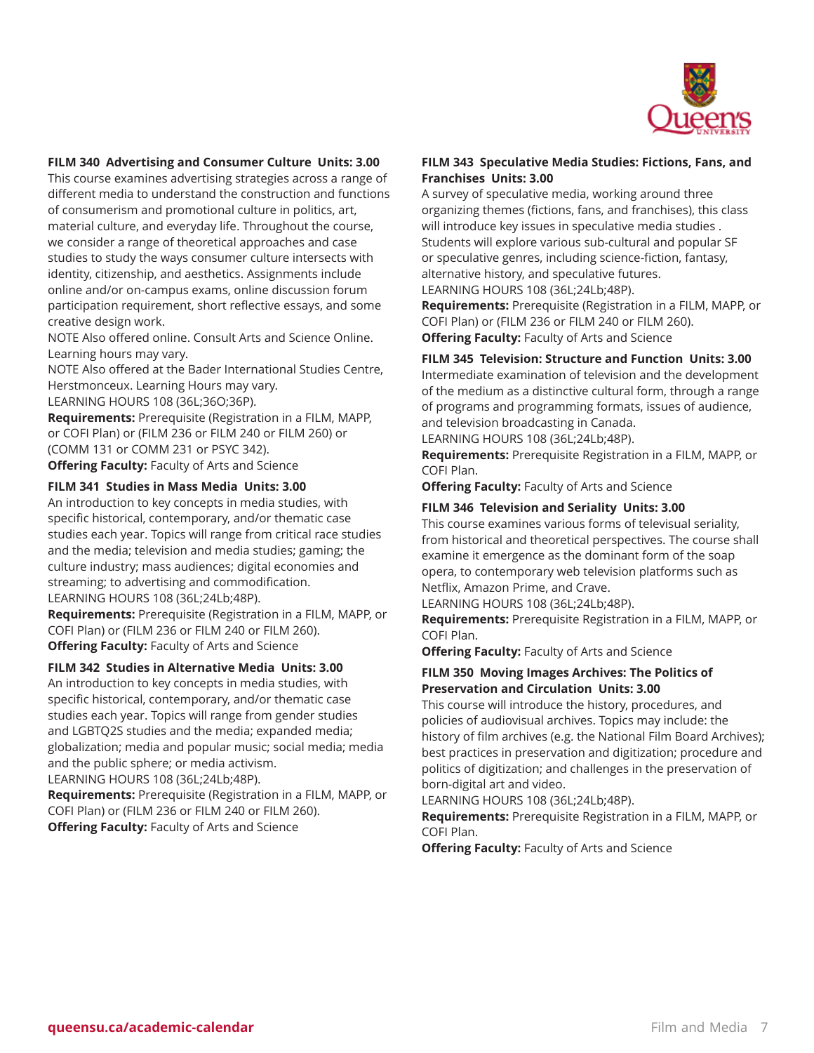### FILM 340 Advertising and Consumer Culture Units: 3.00

This course examines advertising strategies across a range of different media to understand the construction and functions of consumerism and promotional culture in politics, art, material culture, and everyday life. Throughout the course, we consider a range of theoretical approaches and case studies to study the ways consumer culture intersects with identity, citizenship, and aesthetics. Assignments include online and/or on-campus exams, online discussion forum participation requirement, short reflective essays, and some creative design work.

NOTE Also offered online. Consult Arts and Science Online. Learning hours may vary.

NOTE Also offered at the Bader International Studies Centre, Herstmonceux. Learning Hours may vary.

LEARNING HOURS 108 (36L;36O;36P).

**Requirements:** Prerequisite (Registration in a FILM, MAPP, or COFI Plan) or (FILM 236 or FILM 240 or FILM 260) or (COMM 131 or COMM 231 or PSYC 342).

**Offering Faculty:** Faculty of Arts and Science

### FILM 341 Studies in Mass Media Units: 3.00

An introduction to key concepts in media studies, with specific historical, contemporary, and/or thematic case studies each year. Topics will range from critical race studies and the media; television and media studies; gaming; the culture industry; mass audiences; digital economies and streaming; to advertising and commodification.

LEARNING HOURS 108 (36L;24Lb;48P).

**Requirements:** Prerequisite (Registration in a FILM, MAPP, or COFI Plan) or (FILM 236 or FILM 240 or FILM 260).

**Offering Faculty:** Faculty of Arts and Science

### FILM 342 Studies in Alternative Media Units: 3.00

An introduction to key concepts in media studies, with specific historical, contemporary, and/or thematic case studies each year. Topics will range from gender studies and LGBTQ2S studies and the media; expanded media; globalization; media and popular music; social media; media and the public sphere; or media activism.

LEARNING HOURS 108 (36L;24Lb;48P).

**Requirements:** Prerequisite (Registration in a FILM, MAPP, or COFI Plan) or (FILM 236 or FILM 240 or FILM 260).

**Offering Faculty:** Faculty of Arts and Science

### FILM 343 Speculative Media Studies: Fictions, Fans, and Franchises Units: 3.00

A survey of speculative media, working around three organizing themes (fictions, fans, and franchises), this class will introduce key issues in speculative media studies . Students will explore various sub-cultural and popular SF or speculative genres, including science-fiction, fantasy, alternative history, and speculative futures.

LEARNING HOURS 108 (36L;24Lb;48P).

**Requirements:** Prerequisite (Registration in a FILM, MAPP, or COFI Plan) or (FILM 236 or FILM 240 or FILM 260).

**Offering Faculty:** Faculty of Arts and Science

### FILM 345 Television: Structure and Function Units: 3.00

Intermediate examination of television and the development of the medium as a distinctive cultural form, through a range of programs and programming formats, issues of audience, and television broadcasting in Canada.

LEARNING HOURS 108 (36L;24Lb;48P).

**Requirements:** Prerequisite Registration in a FILM, MAPP, or COFI Plan.

**Offering Faculty:** Faculty of Arts and Science

### FILM 346 Television and Seriality Units: 3.00

This course examines various forms of televisual seriality, from historical and theoretical perspectives. The course shall examine it emergence as the dominant form of the soap opera, to contemporary web television platforms such as Netflix, Amazon Prime, and Crave.

LEARNING HOURS 108 (36L;24Lb;48P).

**Requirements:** Prerequisite Registration in a FILM, MAPP, or COFI Plan.

**Offering Faculty:** Faculty of Arts and Science

### FILM 350 Moving Images Archives: The Politics of Preservation and Circulation Units: 3.00

This course will introduce the history, procedures, and policies of audiovisual archives. Topics may include: the history of film archives (e.g. the National Film Board Archives); best practices in preservation and digitization; procedure and politics of digitization; and challenges in the preservation of born-digital art and video.

LEARNING HOURS 108 (36L;24Lb;48P).

**Requirements:** Prerequisite Registration in a FILM, MAPP, or COFI Plan.

**Offering Faculty:** Faculty of Arts and Science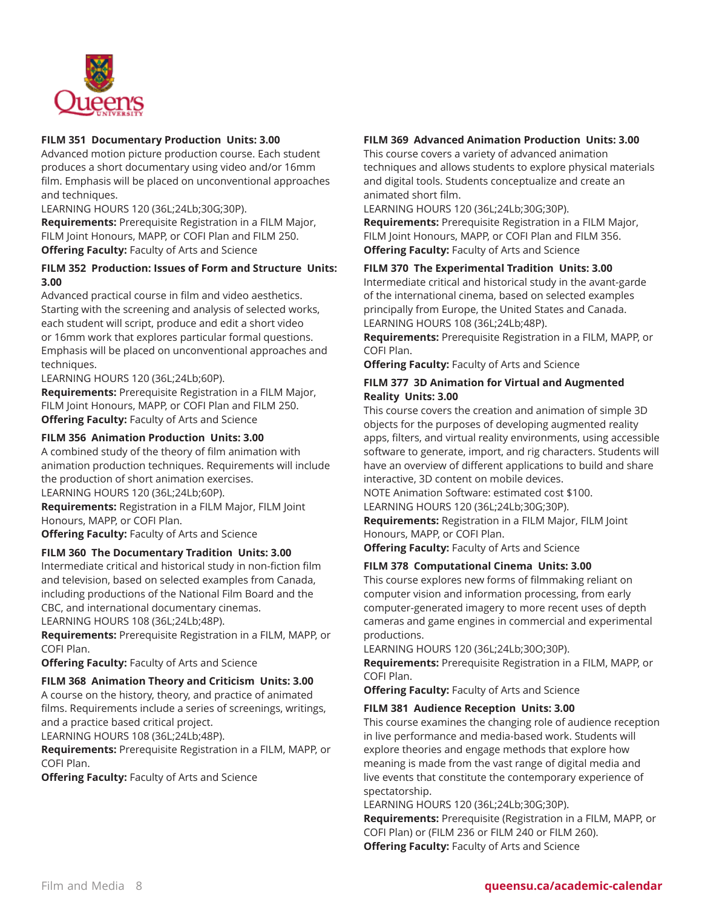**FILM 351 Documentary Production Units: 3.00**

Advanced motion picture production course. Each student produces a short documentary using video and/or 16mm film. Emphasis will be placed on unconventional approaches and techniques.

LEARNING HOURS 120 (36L;24Lb;30G;30P).

**Requirements:** Prerequisite Registration in a FILM Major, FILM Joint Honours, MAPP, or COFI Plan and FILM 250.

**Offering Faculty:** Faculty of Arts and Science

**FILM 352 Production: Issues of Form and Structure Units: 3.00**

Advanced practical course in film and video aesthetics. Starting with the screening and analysis of selected works, each student will script, produce and edit a short video or 16mm work that explores particular formal questions. Emphasis will be placed on unconventional approaches and techniques.

LEARNING HOURS 120 (36L;24Lb;60P).

**Requirements:** Prerequisite Registration in a FILM Major, FILM Joint Honours, MAPP, or COFI Plan and FILM 250.

**Offering Faculty:** Faculty of Arts and Science

**FILM 356 Animation Production Units: 3.00**

A combined study of the theory of film animation with animation production techniques. Requirements will include the production of short animation exercises.

LEARNING HOURS 120 (36L;24Lb;60P).

**Requirements:** Registration in a FILM Major, FILM Joint Honours, MAPP, or COFI Plan.

**Offering Faculty:** Faculty of Arts and Science

**FILM 360 The Documentary Tradition Units: 3.00**

Intermediate critical and historical study in non-fiction film and television, based on selected examples from Canada, including productions of the National Film Board and the CBC, and international documentary cinemas.

LEARNING HOURS 108 (36L;24Lb;48P).

**Requirements:** Prerequisite Registration in a FILM, MAPP, or COFI Plan.

**Offering Faculty:** Faculty of Arts and Science

**FILM 368 Animation Theory and Criticism Units: 3.00**

A course on the history, theory, and practice of animated films. Requirements include a series of screenings, writings, and a practice based critical project.

LEARNING HOURS 108 (36L;24Lb;48P).

**Requirements:** Prerequisite Registration in a FILM, MAPP, or COFI Plan.

**Offering Faculty:** Faculty of Arts and Science

**FILM 369 Advanced Animation Production Units: 3.00**

This course covers a variety of advanced animation techniques and allows students to explore physical materials and digital tools. Students conceptualize and create an animated short film.

LEARNING HOURS 120 (36L;24Lb;30G;30P).

**Requirements:** Prerequisite Registration in a FILM Major, FILM Joint Honours, MAPP, or COFI Plan and FILM 356.

**Offering Faculty:** Faculty of Arts and Science

**FILM 370 The Experimental Tradition Units: 3.00**

Intermediate critical and historical study in the avant-garde of the international cinema, based on selected examples principally from Europe, the United States and Canada.

LEARNING HOURS 108 (36L;24Lb;48P).

**Requirements:** Prerequisite Registration in a FILM, MAPP, or COFI Plan.

**Offering Faculty:** Faculty of Arts and Science

**FILM 377 3D Animation for Virtual and Augmented Reality Units: 3.00**

This course covers the creation and animation of simple 3D objects for the purposes of developing augmented reality apps, filters, and virtual reality environments, using accessible software to generate, import, and rig characters. Students will have an overview of different applications to build and share interactive, 3D content on mobile devices.

NOTE Animation Software: estimated cost $100.

LEARNING HOURS 120 (36L;24Lb;30G;30P).

**Requirements:** Registration in a FILM Major, FILM Joint Honours, MAPP, or COFI Plan.

**Offering Faculty:** Faculty of Arts and Science

**FILM 378 Computational Cinema Units: 3.00**

This course explores new forms of filmmaking reliant on computer vision and information processing, from early computer-generated imagery to more recent uses of depth cameras and game engines in commercial and experimental productions.

LEARNING HOURS 120 (36L;24Lb;30O;30P).

**Requirements:** Prerequisite Registration in a FILM, MAPP, or COFI Plan.

**Offering Faculty:** Faculty of Arts and Science

**FILM 381 Audience Reception Units: 3.00**

This course examines the changing role of audience reception in live performance and media-based work. Students will explore theories and engage methods that explore how meaning is made from the vast range of digital media and live events that constitute the contemporary experience of spectatorship.

LEARNING HOURS 120 (36L;24Lb;30G;30P).

**Requirements:** Prerequisite (Registration in a FILM, MAPP, or COFI Plan) or (FILM 236 or FILM 240 or FILM 260).

**Offering Faculty:** Faculty of Arts and Science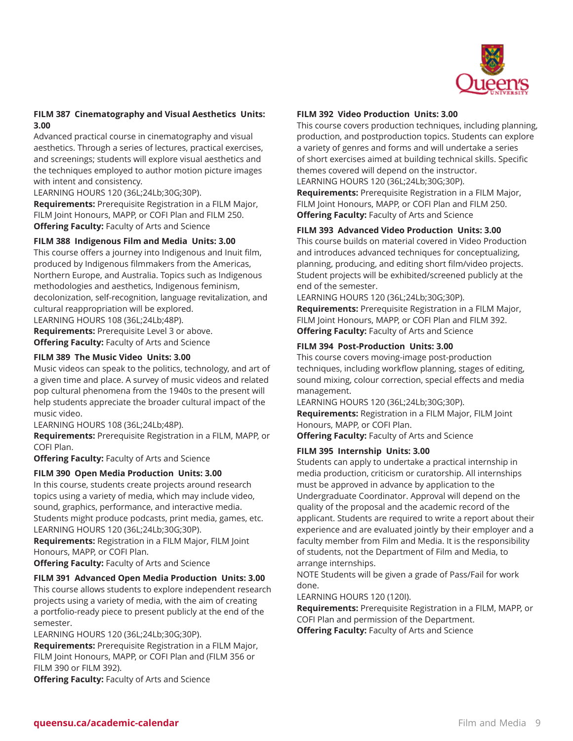#### FILM 387 Cinematography and Visual Aesthetics Units: 3.00

Advanced practical course in cinematography and visual aesthetics. Through a series of lectures, practical exercises, and screenings; students will explore visual aesthetics and the techniques employed to author motion picture images with intent and consistency.
LEARNING HOURS 120 (36L;24Lb;30G;30P).
**Requirements:** Prerequisite Registration in a FILM Major, FILM Joint Honours, MAPP, or COFI Plan and FILM 250.
**Offering Faculty:** Faculty of Arts and Science

#### FILM 388 Indigenous Film and Media Units: 3.00

This course offers a journey into Indigenous and Inuit film, produced by Indigenous filmmakers from the Americas, Northern Europe, and Australia. Topics such as Indigenous methodologies and aesthetics, Indigenous feminism, decolonization, self-recognition, language revitalization, and cultural reappropriation will be explored.
LEARNING HOURS 108 (36L;24Lb;48P).
**Requirements:** Prerequisite Level 3 or above.
**Offering Faculty:** Faculty of Arts and Science

#### FILM 389 The Music Video Units: 3.00

Music videos can speak to the politics, technology, and art of a given time and place. A survey of music videos and related pop cultural phenomena from the 1940s to the present will help students appreciate the broader cultural impact of the music video.
LEARNING HOURS 108 (36L;24Lb;48P).
**Requirements:** Prerequisite Registration in a FILM, MAPP, or COFI Plan.
**Offering Faculty:** Faculty of Arts and Science

#### FILM 390 Open Media Production Units: 3.00

In this course, students create projects around research topics using a variety of media, which may include video, sound, graphics, performance, and interactive media. Students might produce podcasts, print media, games, etc.
LEARNING HOURS 120 (36L;24Lb;30G;30P).
**Requirements:** Registration in a FILM Major, FILM Joint Honours, MAPP, or COFI Plan.
**Offering Faculty:** Faculty of Arts and Science

#### FILM 391 Advanced Open Media Production Units: 3.00

This course allows students to explore independent research projects using a variety of media, with the aim of creating a portfolio-ready piece to present publicly at the end of the semester.
LEARNING HOURS 120 (36L;24Lb;30G;30P).
**Requirements:** Prerequisite Registration in a FILM Major, FILM Joint Honours, MAPP, or COFI Plan and (FILM 356 or FILM 390 or FILM 392).
**Offering Faculty:** Faculty of Arts and Science

#### FILM 392 Video Production Units: 3.00

This course covers production techniques, including planning, production, and postproduction topics. Students can explore a variety of genres and forms and will undertake a series of short exercises aimed at building technical skills. Specific themes covered will depend on the instructor.
LEARNING HOURS 120 (36L;24Lb;30G;30P).
**Requirements:** Prerequisite Registration in a FILM Major, FILM Joint Honours, MAPP, or COFI Plan and FILM 250.
**Offering Faculty:** Faculty of Arts and Science

#### FILM 393 Advanced Video Production Units: 3.00

This course builds on material covered in Video Production and introduces advanced techniques for conceptualizing, planning, producing, and editing short film/video projects. Student projects will be exhibited/screened publicly at the end of the semester.
LEARNING HOURS 120 (36L;24Lb;30G;30P).
**Requirements:** Prerequisite Registration in a FILM Major, FILM Joint Honours, MAPP, or COFI Plan and FILM 392.
**Offering Faculty:** Faculty of Arts and Science

#### FILM 394 Post-Production Units: 3.00

This course covers moving-image post-production techniques, including workflow planning, stages of editing, sound mixing, colour correction, special effects and media management.
LEARNING HOURS 120 (36L;24Lb;30G;30P).
**Requirements:** Registration in a FILM Major, FILM Joint Honours, MAPP, or COFI Plan.
**Offering Faculty:** Faculty of Arts and Science

#### FILM 395 Internship Units: 3.00

Students can apply to undertake a practical internship in media production, criticism or curatorship. All internships must be approved in advance by application to the Undergraduate Coordinator. Approval will depend on the quality of the proposal and the academic record of the applicant. Students are required to write a report about their experience and are evaluated jointly by their employer and a faculty member from Film and Media. It is the responsibility of students, not the Department of Film and Media, to arrange internships.
NOTE Students will be given a grade of Pass/Fail for work done.
LEARNING HOURS 120 (120I).
**Requirements:** Prerequisite Registration in a FILM, MAPP, or COFI Plan and permission of the Department.
**Offering Faculty:** Faculty of Arts and Science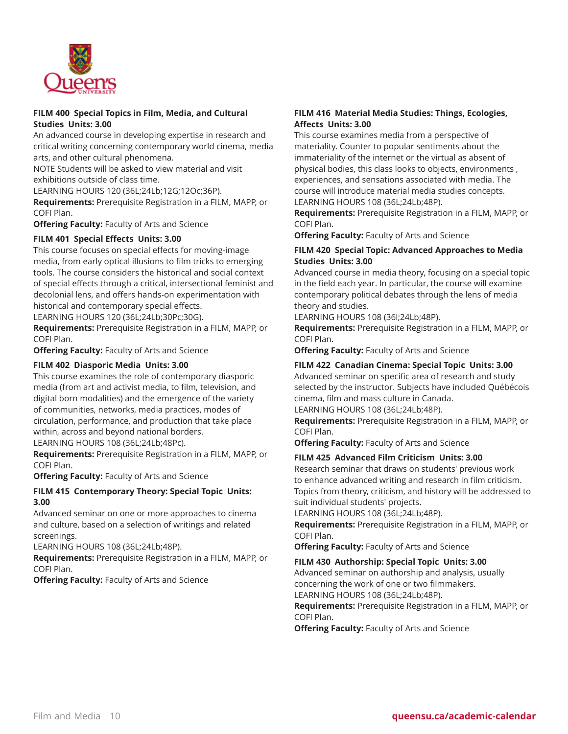### FILM 400 Special Topics in Film, Media, and Cultural Studies Units: 3.00

An advanced course in developing expertise in research and critical writing concerning contemporary world cinema, media arts, and other cultural phenomena.

NOTE Students will be asked to view material and visit exhibitions outside of class time.

LEARNING HOURS 120 (36L;24Lb;12G;12Oc;36P).

**Requirements:** Prerequisite Registration in a FILM, MAPP, or COFI Plan.

**Offering Faculty:** Faculty of Arts and Science

### FILM 401 Special Effects Units: 3.00

This course focuses on special effects for moving-image media, from early optical illusions to film tricks to emerging tools. The course considers the historical and social context of special effects through a critical, intersectional feminist and decolonial lens, and offers hands-on experimentation with historical and contemporary special effects.

LEARNING HOURS 120 (36L;24Lb;30Pc;30G).

**Requirements:** Prerequisite Registration in a FILM, MAPP, or COFI Plan.

**Offering Faculty:** Faculty of Arts and Science

### FILM 402 Diasporic Media Units: 3.00

This course examines the role of contemporary diasporic media (from art and activist media, to film, television, and digital born modalities) and the emergence of the variety of communities, networks, media practices, modes of circulation, performance, and production that take place within, across and beyond national borders.

LEARNING HOURS 108 (36L;24Lb;48Pc).

**Requirements:** Prerequisite Registration in a FILM, MAPP, or COFI Plan.

**Offering Faculty:** Faculty of Arts and Science

### FILM 415 Contemporary Theory: Special Topic Units: 3.00

Advanced seminar on one or more approaches to cinema and culture, based on a selection of writings and related screenings.

LEARNING HOURS 108 (36L;24Lb;48P).

**Requirements:** Prerequisite Registration in a FILM, MAPP, or COFI Plan.

**Offering Faculty:** Faculty of Arts and Science

### FILM 416 Material Media Studies: Things, Ecologies, Affects Units: 3.00

This course examines media from a perspective of materiality. Counter to popular sentiments about the immateriality of the internet or the virtual as absent of physical bodies, this class looks to objects, environments , experiences, and sensations associated with media. The course will introduce material media studies concepts.

LEARNING HOURS 108 (36L;24Lb;48P).

**Requirements:** Prerequisite Registration in a FILM, MAPP, or COFI Plan.

**Offering Faculty:** Faculty of Arts and Science

### FILM 420 Special Topic: Advanced Approaches to Media Studies Units: 3.00

Advanced course in media theory, focusing on a special topic in the field each year. In particular, the course will examine contemporary political debates through the lens of media theory and studies.

LEARNING HOURS 108 (36l;24Lb;48P).

**Requirements:** Prerequisite Registration in a FILM, MAPP, or COFI Plan.

**Offering Faculty:** Faculty of Arts and Science

### FILM 422 Canadian Cinema: Special Topic Units: 3.00

Advanced seminar on specific area of research and study selected by the instructor. Subjects have included Québécois cinema, film and mass culture in Canada.

LEARNING HOURS 108 (36L;24Lb;48P).

**Requirements:** Prerequisite Registration in a FILM, MAPP, or COFI Plan.

**Offering Faculty:** Faculty of Arts and Science

### FILM 425 Advanced Film Criticism Units: 3.00

Research seminar that draws on students' previous work to enhance advanced writing and research in film criticism. Topics from theory, criticism, and history will be addressed to suit individual students' projects.

LEARNING HOURS 108 (36L;24Lb;48P).

**Requirements:** Prerequisite Registration in a FILM, MAPP, or COFI Plan.

**Offering Faculty:** Faculty of Arts and Science

### FILM 430 Authorship: Special Topic Units: 3.00

Advanced seminar on authorship and analysis, usually concerning the work of one or two filmmakers.

LEARNING HOURS 108 (36L;24Lb;48P).

**Requirements:** Prerequisite Registration in a FILM, MAPP, or COFI Plan.

**Offering Faculty:** Faculty of Arts and Science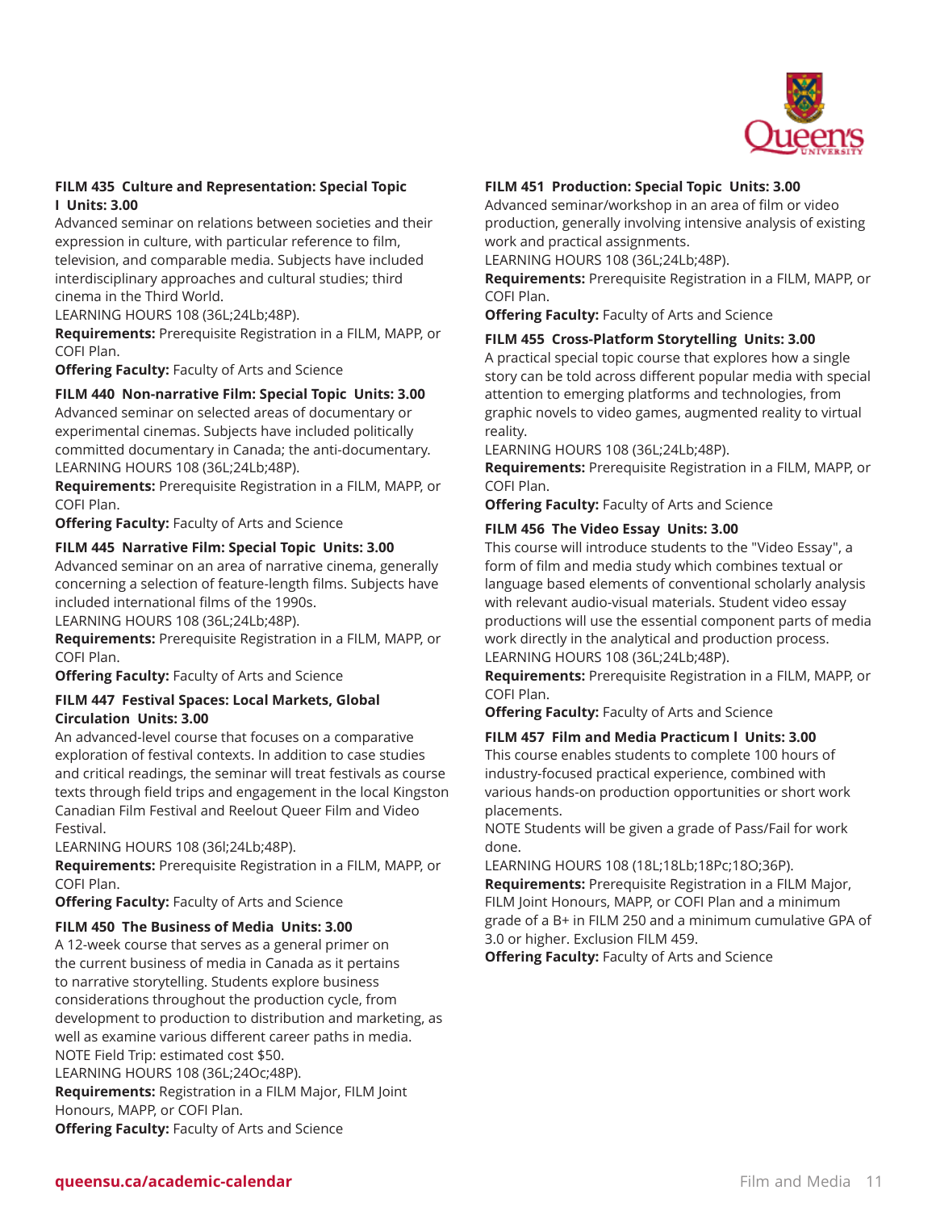**FILM 435 Culture and Representation: Special Topic I Units: 3.00**
Advanced seminar on relations between societies and their expression in culture, with particular reference to film, television, and comparable media. Subjects have included interdisciplinary approaches and cultural studies; third cinema in the Third World.
LEARNING HOURS 108 (36L;24Lb;48P).
**Requirements:** Prerequisite Registration in a FILM, MAPP, or COFI Plan.
**Offering Faculty:** Faculty of Arts and Science

**FILM 440 Non-narrative Film: Special Topic Units: 3.00**
Advanced seminar on selected areas of documentary or experimental cinemas. Subjects have included politically committed documentary in Canada; the anti-documentary.
LEARNING HOURS 108 (36L;24Lb;48P).
**Requirements:** Prerequisite Registration in a FILM, MAPP, or COFI Plan.
**Offering Faculty:** Faculty of Arts and Science

**FILM 445 Narrative Film: Special Topic Units: 3.00**
Advanced seminar on an area of narrative cinema, generally concerning a selection of feature-length films. Subjects have included international films of the 1990s.
LEARNING HOURS 108 (36L;24Lb;48P).
**Requirements:** Prerequisite Registration in a FILM, MAPP, or COFI Plan.
**Offering Faculty:** Faculty of Arts and Science

**FILM 447 Festival Spaces: Local Markets, Global Circulation Units: 3.00**
An advanced-level course that focuses on a comparative exploration of festival contexts. In addition to case studies and critical readings, the seminar will treat festivals as course texts through field trips and engagement in the local Kingston Canadian Film Festival and Reelout Queer Film and Video Festival.
LEARNING HOURS 108 (36l;24Lb;48P).
**Requirements:** Prerequisite Registration in a FILM, MAPP, or COFI Plan.
**Offering Faculty:** Faculty of Arts and Science

**FILM 450 The Business of Media Units: 3.00**
A 12-week course that serves as a general primer on the current business of media in Canada as it pertains to narrative storytelling. Students explore business considerations throughout the production cycle, from development to production to distribution and marketing, as well as examine various different career paths in media.
NOTE Field Trip: estimated cost $50.
LEARNING HOURS 108 (36L;24Oc;48P).
**Requirements:** Registration in a FILM Major, FILM Joint Honours, MAPP, or COFI Plan.
**Offering Faculty:** Faculty of Arts and Science

**FILM 451 Production: Special Topic Units: 3.00**
Advanced seminar/workshop in an area of film or video production, generally involving intensive analysis of existing work and practical assignments.
LEARNING HOURS 108 (36L;24Lb;48P).
**Requirements:** Prerequisite Registration in a FILM, MAPP, or COFI Plan.
**Offering Faculty:** Faculty of Arts and Science

**FILM 455 Cross-Platform Storytelling Units: 3.00**
A practical special topic course that explores how a single story can be told across different popular media with special attention to emerging platforms and technologies, from graphic novels to video games, augmented reality to virtual reality.
LEARNING HOURS 108 (36L;24Lb;48P).
**Requirements:** Prerequisite Registration in a FILM, MAPP, or COFI Plan.
**Offering Faculty:** Faculty of Arts and Science

**FILM 456 The Video Essay Units: 3.00**
This course will introduce students to the "Video Essay", a form of film and media study which combines textual or language based elements of conventional scholarly analysis with relevant audio-visual materials. Student video essay productions will use the essential component parts of media work directly in the analytical and production process.
LEARNING HOURS 108 (36L;24Lb;48P).
**Requirements:** Prerequisite Registration in a FILM, MAPP, or COFI Plan.
**Offering Faculty:** Faculty of Arts and Science

**FILM 457 Film and Media Practicum I Units: 3.00**
This course enables students to complete 100 hours of industry-focused practical experience, combined with various hands-on production opportunities or short work placements.
NOTE Students will be given a grade of Pass/Fail for work done.
LEARNING HOURS 108 (18L;18Lb;18Pc;18O;36P).
**Requirements:** Prerequisite Registration in a FILM Major, FILM Joint Honours, MAPP, or COFI Plan and a minimum grade of a B+ in FILM 250 and a minimum cumulative GPA of 3.0 or higher. Exclusion FILM 459.
**Offering Faculty:** Faculty of Arts and Science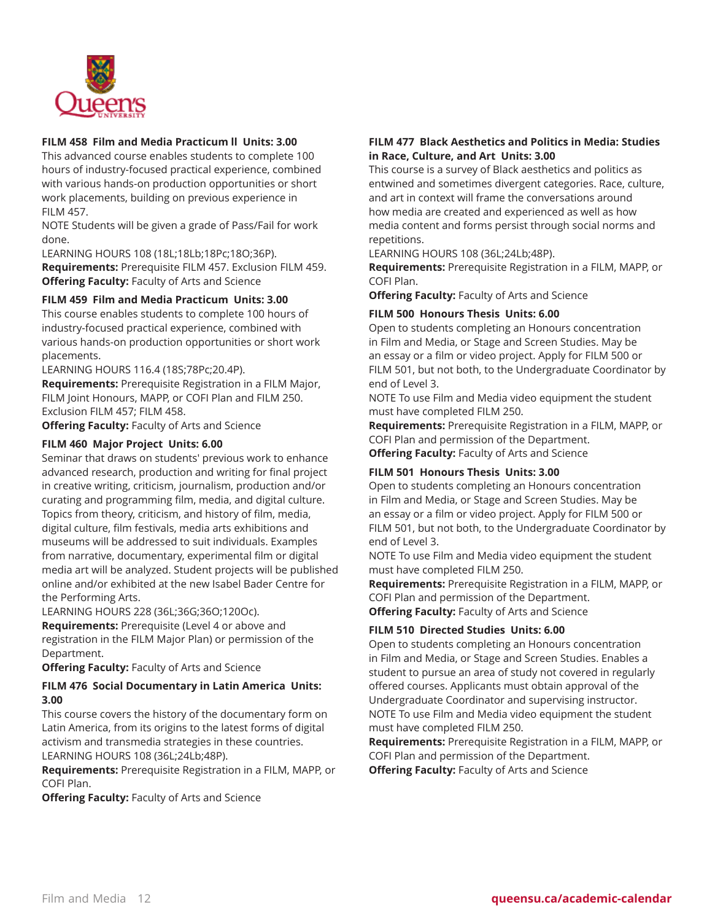### FILM 458 Film and Media Practicum ll Units: 3.00

This advanced course enables students to complete 100 hours of industry-focused practical experience, combined with various hands-on production opportunities or short work placements, building on previous experience in FILM 457.

NOTE Students will be given a grade of Pass/Fail for work done.

LEARNING HOURS 108 (18L;18Lb;18Pc;18O;36P).

**Requirements:** Prerequisite FILM 457. Exclusion FILM 459.

**Offering Faculty:** Faculty of Arts and Science

### FILM 459 Film and Media Practicum Units: 3.00

This course enables students to complete 100 hours of industry-focused practical experience, combined with various hands-on production opportunities or short work placements.

LEARNING HOURS 116.4 (18S;78Pc;20.4P).

**Requirements:** Prerequisite Registration in a FILM Major, FILM Joint Honours, MAPP, or COFI Plan and FILM 250. Exclusion FILM 457; FILM 458.

**Offering Faculty:** Faculty of Arts and Science

### FILM 460 Major Project Units: 6.00

Seminar that draws on students' previous work to enhance advanced research, production and writing for final project in creative writing, criticism, journalism, production and/or curating and programming film, media, and digital culture. Topics from theory, criticism, and history of film, media, digital culture, film festivals, media arts exhibitions and museums will be addressed to suit individuals. Examples from narrative, documentary, experimental film or digital media art will be analyzed. Student projects will be published online and/or exhibited at the new Isabel Bader Centre for the Performing Arts.

LEARNING HOURS 228 (36L;36G;36O;120Oc).

**Requirements:** Prerequisite (Level 4 or above and registration in the FILM Major Plan) or permission of the Department.

**Offering Faculty:** Faculty of Arts and Science

### FILM 476 Social Documentary in Latin America Units: 3.00

This course covers the history of the documentary form on Latin America, from its origins to the latest forms of digital activism and transmedia strategies in these countries.

LEARNING HOURS 108 (36L;24Lb;48P).

**Requirements:** Prerequisite Registration in a FILM, MAPP, or COFI Plan.

**Offering Faculty:** Faculty of Arts and Science

### FILM 477 Black Aesthetics and Politics in Media: Studies in Race, Culture, and Art Units: 3.00

This course is a survey of Black aesthetics and politics as entwined and sometimes divergent categories. Race, culture, and art in context will frame the conversations around how media are created and experienced as well as how media content and forms persist through social norms and repetitions.

LEARNING HOURS 108 (36L;24Lb;48P).

**Requirements:** Prerequisite Registration in a FILM, MAPP, or COFI Plan.

**Offering Faculty:** Faculty of Arts and Science

### FILM 500 Honours Thesis Units: 6.00

Open to students completing an Honours concentration in Film and Media, or Stage and Screen Studies. May be an essay or a film or video project. Apply for FILM 500 or FILM 501, but not both, to the Undergraduate Coordinator by end of Level 3.

NOTE To use Film and Media video equipment the student must have completed FILM 250.

**Requirements:** Prerequisite Registration in a FILM, MAPP, or COFI Plan and permission of the Department.

**Offering Faculty:** Faculty of Arts and Science

### FILM 501 Honours Thesis Units: 3.00

Open to students completing an Honours concentration in Film and Media, or Stage and Screen Studies. May be an essay or a film or video project. Apply for FILM 500 or FILM 501, but not both, to the Undergraduate Coordinator by end of Level 3.

NOTE To use Film and Media video equipment the student must have completed FILM 250.

**Requirements:** Prerequisite Registration in a FILM, MAPP, or COFI Plan and permission of the Department.

**Offering Faculty:** Faculty of Arts and Science

### FILM 510 Directed Studies Units: 6.00

Open to students completing an Honours concentration in Film and Media, or Stage and Screen Studies. Enables a student to pursue an area of study not covered in regularly offered courses. Applicants must obtain approval of the Undergraduate Coordinator and supervising instructor.

NOTE To use Film and Media video equipment the student must have completed FILM 250.

**Requirements:** Prerequisite Registration in a FILM, MAPP, or COFI Plan and permission of the Department.

**Offering Faculty:** Faculty of Arts and Science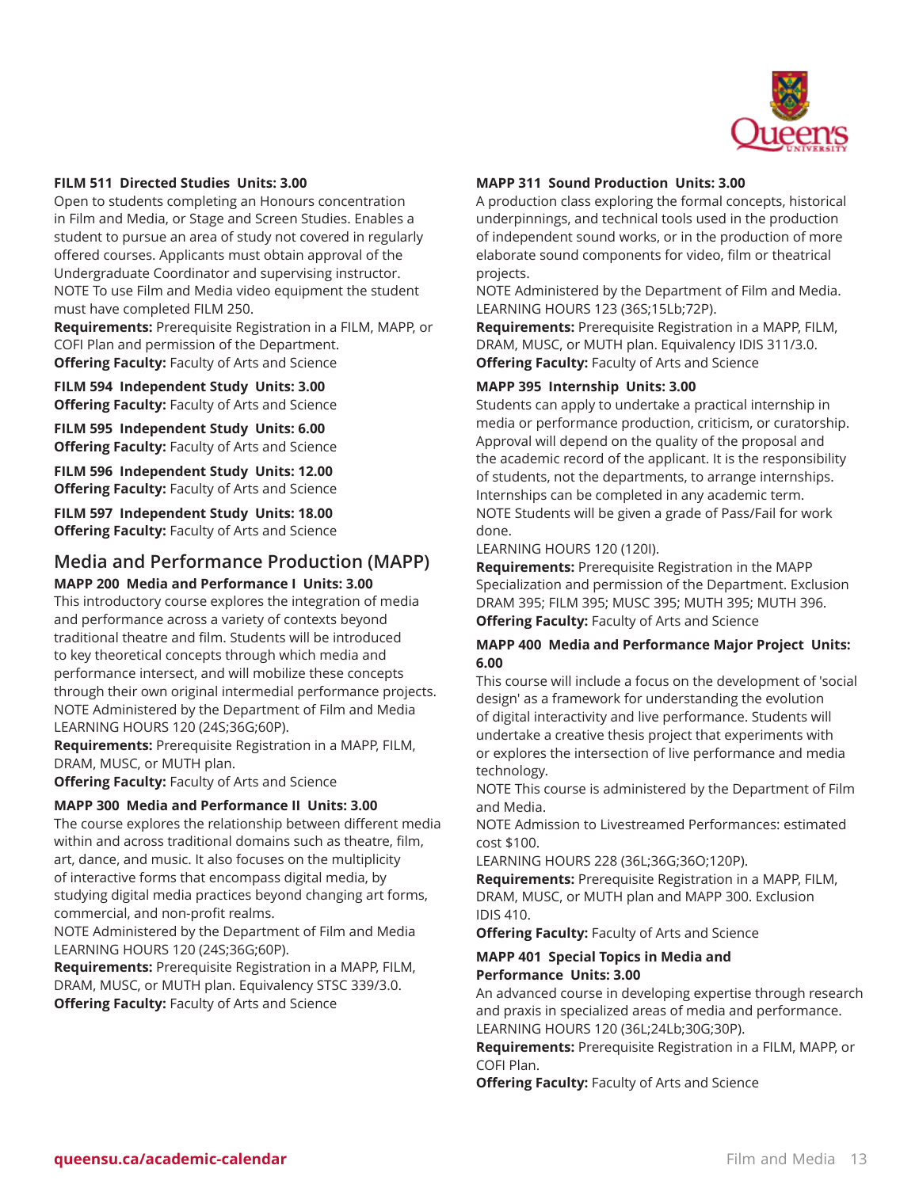**FILM 511 Directed Studies Units: 3.00**
Open to students completing an Honours concentration in Film and Media, or Stage and Screen Studies. Enables a student to pursue an area of study not covered in regularly offered courses. Applicants must obtain approval of the Undergraduate Coordinator and supervising instructor.
NOTE To use Film and Media video equipment the student must have completed FILM 250.
**Requirements:** Prerequisite Registration in a FILM, MAPP, or COFI Plan and permission of the Department.
**Offering Faculty:** Faculty of Arts and Science

**FILM 594 Independent Study Units: 3.00**
**Offering Faculty:** Faculty of Arts and Science

**FILM 595 Independent Study Units: 6.00**
**Offering Faculty:** Faculty of Arts and Science

**FILM 596 Independent Study Units: 12.00**
**Offering Faculty:** Faculty of Arts and Science

**FILM 597 Independent Study Units: 18.00**
**Offering Faculty:** Faculty of Arts and Science

## Media and Performance Production (MAPP)

**MAPP 200 Media and Performance I Units: 3.00**
This introductory course explores the integration of media and performance across a variety of contexts beyond traditional theatre and film. Students will be introduced to key theoretical concepts through which media and performance intersect, and will mobilize these concepts through their own original intermedial performance projects.
NOTE Administered by the Department of Film and Media
LEARNING HOURS 120 (24S;36G;60P).
**Requirements:** Prerequisite Registration in a MAPP, FILM, DRAM, MUSC, or MUTH plan.
**Offering Faculty:** Faculty of Arts and Science

**MAPP 300 Media and Performance II Units: 3.00**
The course explores the relationship between different media within and across traditional domains such as theatre, film, art, dance, and music. It also focuses on the multiplicity of interactive forms that encompass digital media, by studying digital media practices beyond changing art forms, commercial, and non-profit realms.
NOTE Administered by the Department of Film and Media
LEARNING HOURS 120 (24S;36G;60P).
**Requirements:** Prerequisite Registration in a MAPP, FILM, DRAM, MUSC, or MUTH plan. Equivalency STSC 339/3.0.
**Offering Faculty:** Faculty of Arts and Science

**MAPP 311 Sound Production Units: 3.00**
A production class exploring the formal concepts, historical underpinnings, and technical tools used in the production of independent sound works, or in the production of more elaborate sound components for video, film or theatrical projects.
NOTE Administered by the Department of Film and Media.
LEARNING HOURS 123 (36S;15Lb;72P).
**Requirements:** Prerequisite Registration in a MAPP, FILM, DRAM, MUSC, or MUTH plan. Equivalency IDIS 311/3.0.
**Offering Faculty:** Faculty of Arts and Science

**MAPP 395 Internship Units: 3.00**
Students can apply to undertake a practical internship in media or performance production, criticism, or curatorship. Approval will depend on the quality of the proposal and the academic record of the applicant. It is the responsibility of students, not the departments, to arrange internships. Internships can be completed in any academic term.
NOTE Students will be given a grade of Pass/Fail for work done.
LEARNING HOURS 120 (120I).
**Requirements:** Prerequisite Registration in the MAPP Specialization and permission of the Department. Exclusion DRAM 395; FILM 395; MUSC 395; MUTH 395; MUTH 396.
**Offering Faculty:** Faculty of Arts and Science

**MAPP 400 Media and Performance Major Project Units: 6.00**
This course will include a focus on the development of 'social design' as a framework for understanding the evolution of digital interactivity and live performance. Students will undertake a creative thesis project that experiments with or explores the intersection of live performance and media technology.
NOTE This course is administered by the Department of Film and Media.
NOTE Admission to Livestreamed Performances: estimated cost $100.
LEARNING HOURS 228 (36L;36G;36O;120P).
**Requirements:** Prerequisite Registration in a MAPP, FILM, DRAM, MUSC, or MUTH plan and MAPP 300. Exclusion IDIS 410.
**Offering Faculty:** Faculty of Arts and Science

**MAPP 401 Special Topics in Media and Performance Units: 3.00**
An advanced course in developing expertise through research and praxis in specialized areas of media and performance.
LEARNING HOURS 120 (36L;24Lb;30G;30P).
**Requirements:** Prerequisite Registration in a FILM, MAPP, or COFI Plan.
**Offering Faculty:** Faculty of Arts and Science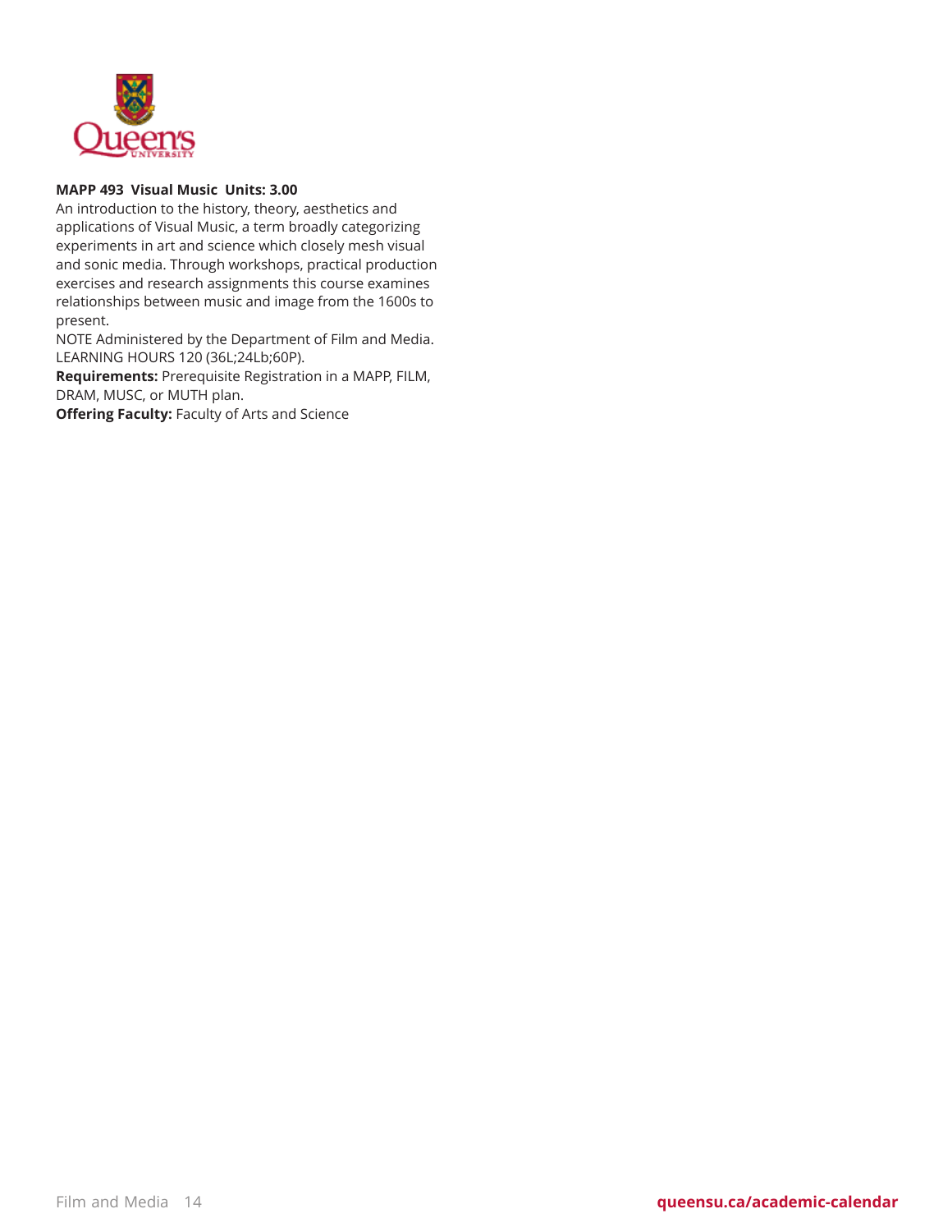**MAPP 493 Visual Music Units: 3.00**

An introduction to the history, theory, aesthetics and applications of Visual Music, a term broadly categorizing experiments in art and science which closely mesh visual and sonic media. Through workshops, practical production exercises and research assignments this course examines relationships between music and image from the 1600s to present.

NOTE Administered by the Department of Film and Media.

LEARNING HOURS 120 (36L;24Lb;60P).

**Requirements:** Prerequisite Registration in a MAPP, FILM, DRAM, MUSC, or MUTH plan.

**Offering Faculty:** Faculty of Arts and Science